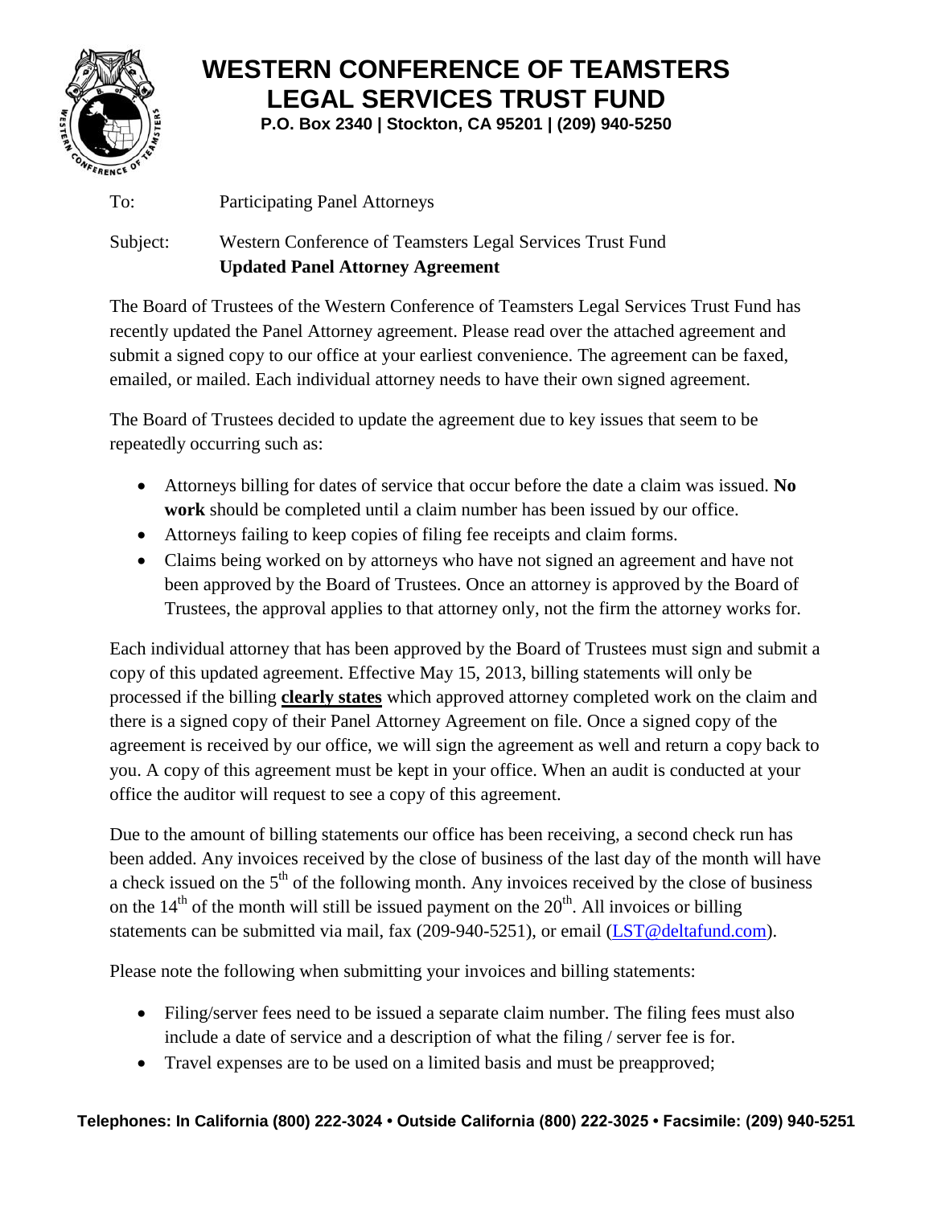# WESTERN CONFERENCE OF TEAMSTERS LEGAL SERVICES TRUST FUND

**P.O. Box 2340 | Stockton, CA 95201 | (209) 940-5250**

To: Participating Panel Attorneys

Subject: Western Conference of Teamsters Legal Services Trust Fund
**Updated Panel Attorney Agreement**

The Board of Trustees of the Western Conference of Teamsters Legal Services Trust Fund has recently updated the Panel Attorney agreement. Please read over the attached agreement and submit a signed copy to our office at your earliest convenience. The agreement can be faxed, emailed, or mailed. Each individual attorney needs to have their own signed agreement.

The Board of Trustees decided to update the agreement due to key issues that seem to be repeatedly occurring such as:

- Attorneys billing for dates of service that occur before the date a claim was issued. **No work** should be completed until a claim number has been issued by our office.
- Attorneys failing to keep copies of filing fee receipts and claim forms.
- Claims being worked on by attorneys who have not signed an agreement and have not been approved by the Board of Trustees. Once an attorney is approved by the Board of Trustees, the approval applies to that attorney only, not the firm the attorney works for.

Each individual attorney that has been approved by the Board of Trustees must sign and submit a copy of this updated agreement. Effective May 15, 2013, billing statements will only be processed if the billing **clearly states** which approved attorney completed work on the claim and there is a signed copy of their Panel Attorney Agreement on file. Once a signed copy of the agreement is received by our office, we will sign the agreement as well and return a copy back to you. A copy of this agreement must be kept in your office. When an audit is conducted at your office the auditor will request to see a copy of this agreement.

Due to the amount of billing statements our office has been receiving, a second check run has been added. Any invoices received by the close of business of the last day of the month will have a check issued on the 5th of the following month. Any invoices received by the close of business on the 14th of the month will still be issued payment on the 20th. All invoices or billing statements can be submitted via mail, fax (209-940-5251), or email (LST@deltafund.com).

Please note the following when submitting your invoices and billing statements:

- Filing/server fees need to be issued a separate claim number. The filing fees must also include a date of service and a description of what the filing / server fee is for.
- Travel expenses are to be used on a limited basis and must be preapproved;

**Telephones: In California (800) 222-3024 • Outside California (800) 222-3025 • Facsimile: (209) 940-5251**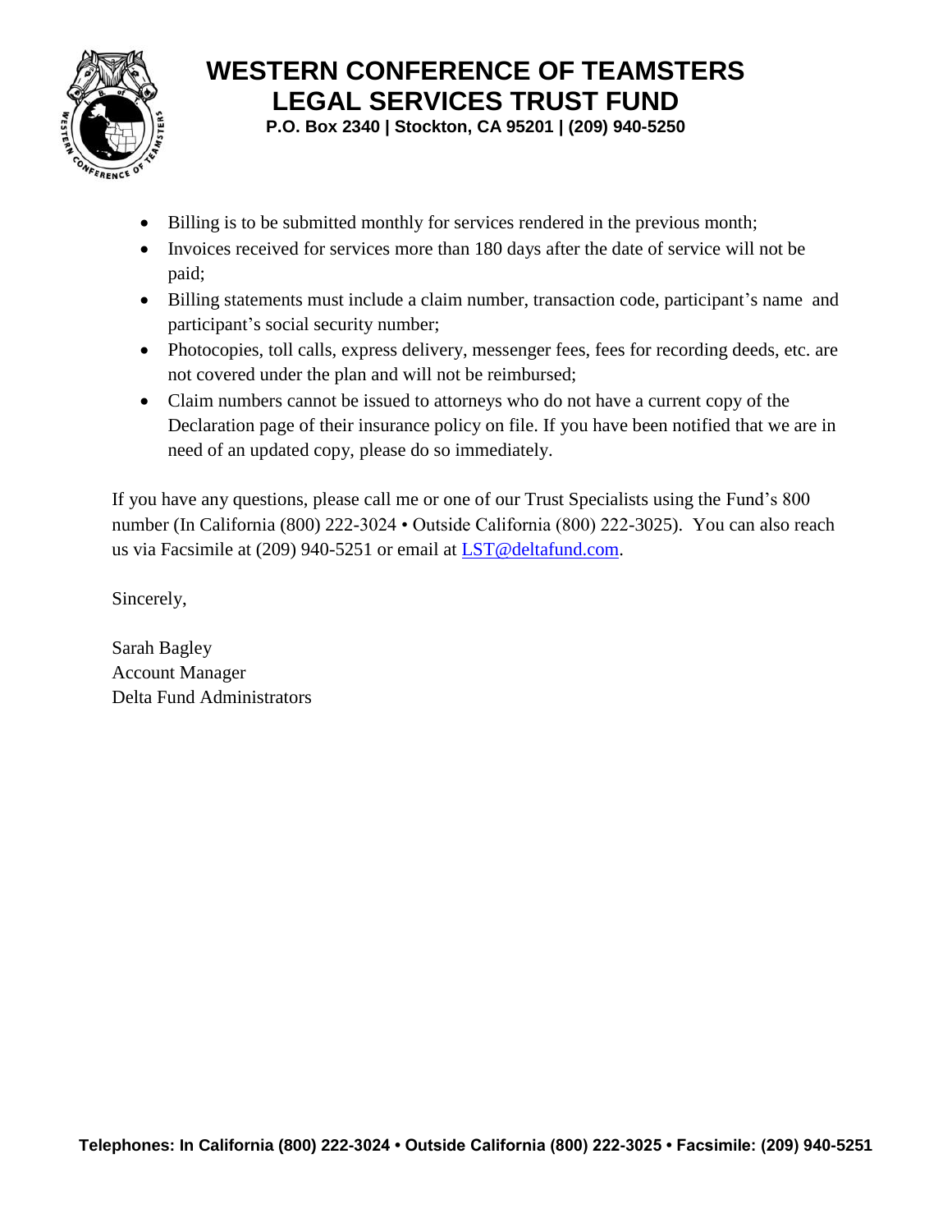# WESTERN CONFERENCE OF TEAMSTERS LEGAL SERVICES TRUST FUND

**P.O. Box 2340 | Stockton, CA 95201 | (209) 940-5250**

- Billing is to be submitted monthly for services rendered in the previous month;
- Invoices received for services more than 180 days after the date of service will not be paid;
- Billing statements must include a claim number, transaction code, participant's name and participant's social security number;
- Photocopies, toll calls, express delivery, messenger fees, fees for recording deeds, etc. are not covered under the plan and will not be reimbursed;
- Claim numbers cannot be issued to attorneys who do not have a current copy of the Declaration page of their insurance policy on file. If you have been notified that we are in need of an updated copy, please do so immediately.

If you have any questions, please call me or one of our Trust Specialists using the Fund's 800 number (In California (800) 222-3024 • Outside California (800) 222-3025). You can also reach us via Facsimile at (209) 940-5251 or email at LST@deltafund.com.

Sincerely,

Sarah Bagley
Account Manager
Delta Fund Administrators

**Telephones: In California (800) 222-3024 • Outside California (800) 222-3025 • Facsimile: (209) 940-5251**